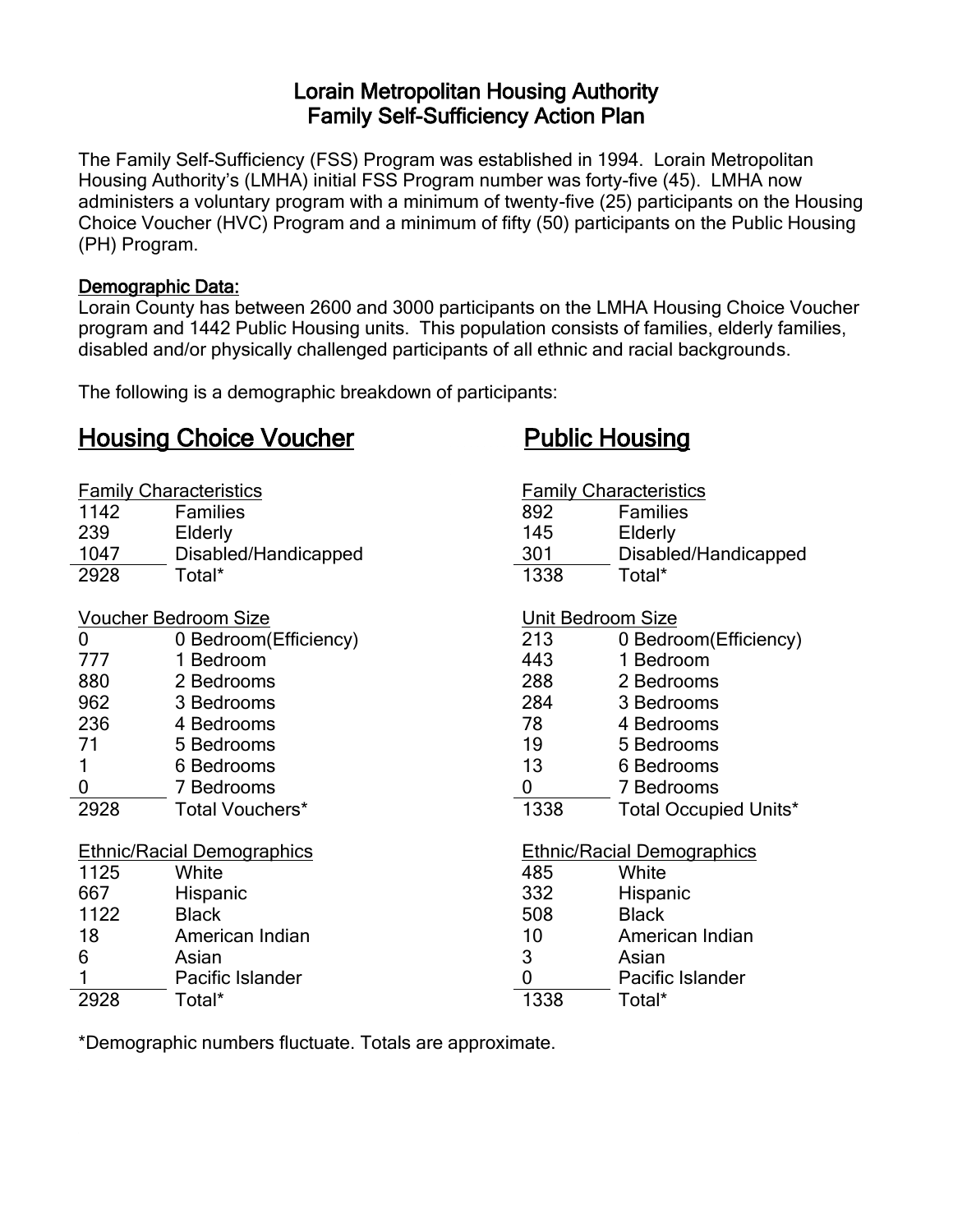# Lorain Metropolitan Housing Authority
# Family Self-Sufficiency Action Plan

The Family Self-Sufficiency (FSS) Program was established in 1994. Lorain Metropolitan Housing Authority's (LMHA) initial FSS Program number was forty-five (45). LMHA now administers a voluntary program with a minimum of twenty-five (25) participants on the Housing Choice Voucher (HVC) Program and a minimum of fifty (50) participants on the Public Housing (PH) Program.

**Demographic Data:**

Lorain County has between 2600 and 3000 participants on the LMHA Housing Choice Voucher program and 1442 Public Housing units. This population consists of families, elderly families, disabled and/or physically challenged participants of all ethnic and racial backgrounds.

The following is a demographic breakdown of participants:

## Housing Choice Voucher

**Family Characteristics**

| Count | Category |
|---|---|
| 1142 | Families |
| 239 | Elderly |
| 1047 | Disabled/Handicapped |
| 2928 | Total* |

**Voucher Bedroom Size**

| Count | Size |
|---|---|
| 0 | 0 Bedroom(Efficiency) |
| 777 | 1 Bedroom |
| 880 | 2 Bedrooms |
| 962 | 3 Bedrooms |
| 236 | 4 Bedrooms |
| 71 | 5 Bedrooms |
| 1 | 6 Bedrooms |
| 0 | 7 Bedrooms |
| 2928 | Total Vouchers* |

**Ethnic/Racial Demographics**

| Count | Group |
|---|---|
| 1125 | White |
| 667 | Hispanic |
| 1122 | Black |
| 18 | American Indian |
| 6 | Asian |
| 1 | Pacific Islander |
| 2928 | Total* |

## Public Housing

**Family Characteristics**

| Count | Category |
|---|---|
| 892 | Families |
| 145 | Elderly |
| 301 | Disabled/Handicapped |
| 1338 | Total* |

**Unit Bedroom Size**

| Count | Size |
|---|---|
| 213 | 0 Bedroom(Efficiency) |
| 443 | 1 Bedroom |
| 288 | 2 Bedrooms |
| 284 | 3 Bedrooms |
| 78 | 4 Bedrooms |
| 19 | 5 Bedrooms |
| 13 | 6 Bedrooms |
| 0 | 7 Bedrooms |
| 1338 | Total Occupied Units* |

**Ethnic/Racial Demographics**

| Count | Group |
|---|---|
| 485 | White |
| 332 | Hispanic |
| 508 | Black |
| 10 | American Indian |
| 3 | Asian |
| 0 | Pacific Islander |
| 1338 | Total* |

*Demographic numbers fluctuate. Totals are approximate.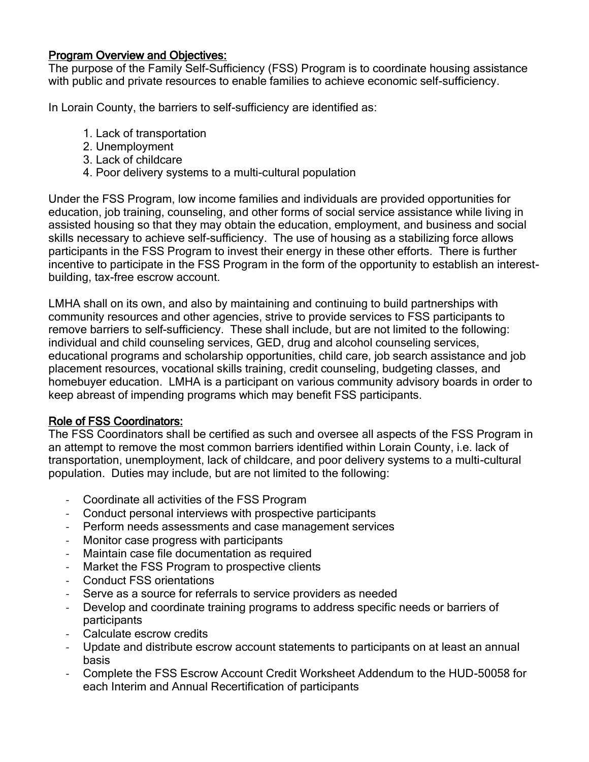## Program Overview and Objectives:

The purpose of the Family Self-Sufficiency (FSS) Program is to coordinate housing assistance with public and private resources to enable families to achieve economic self-sufficiency.

In Lorain County, the barriers to self-sufficiency are identified as:

1. Lack of transportation
2. Unemployment
3. Lack of childcare
4. Poor delivery systems to a multi-cultural population

Under the FSS Program, low income families and individuals are provided opportunities for education, job training, counseling, and other forms of social service assistance while living in assisted housing so that they may obtain the education, employment, and business and social skills necessary to achieve self-sufficiency. The use of housing as a stabilizing force allows participants in the FSS Program to invest their energy in these other efforts. There is further incentive to participate in the FSS Program in the form of the opportunity to establish an interest-building, tax-free escrow account.

LMHA shall on its own, and also by maintaining and continuing to build partnerships with community resources and other agencies, strive to provide services to FSS participants to remove barriers to self-sufficiency. These shall include, but are not limited to the following: individual and child counseling services, GED, drug and alcohol counseling services, educational programs and scholarship opportunities, child care, job search assistance and job placement resources, vocational skills training, credit counseling, budgeting classes, and homebuyer education. LMHA is a participant on various community advisory boards in order to keep abreast of impending programs which may benefit FSS participants.

## Role of FSS Coordinators:

The FSS Coordinators shall be certified as such and oversee all aspects of the FSS Program in an attempt to remove the most common barriers identified within Lorain County, i.e. lack of transportation, unemployment, lack of childcare, and poor delivery systems to a multi-cultural population. Duties may include, but are not limited to the following:

- Coordinate all activities of the FSS Program
- Conduct personal interviews with prospective participants
- Perform needs assessments and case management services
- Monitor case progress with participants
- Maintain case file documentation as required
- Market the FSS Program to prospective clients
- Conduct FSS orientations
- Serve as a source for referrals to service providers as needed
- Develop and coordinate training programs to address specific needs or barriers of participants
- Calculate escrow credits
- Update and distribute escrow account statements to participants on at least an annual basis
- Complete the FSS Escrow Account Credit Worksheet Addendum to the HUD-50058 for each Interim and Annual Recertification of participants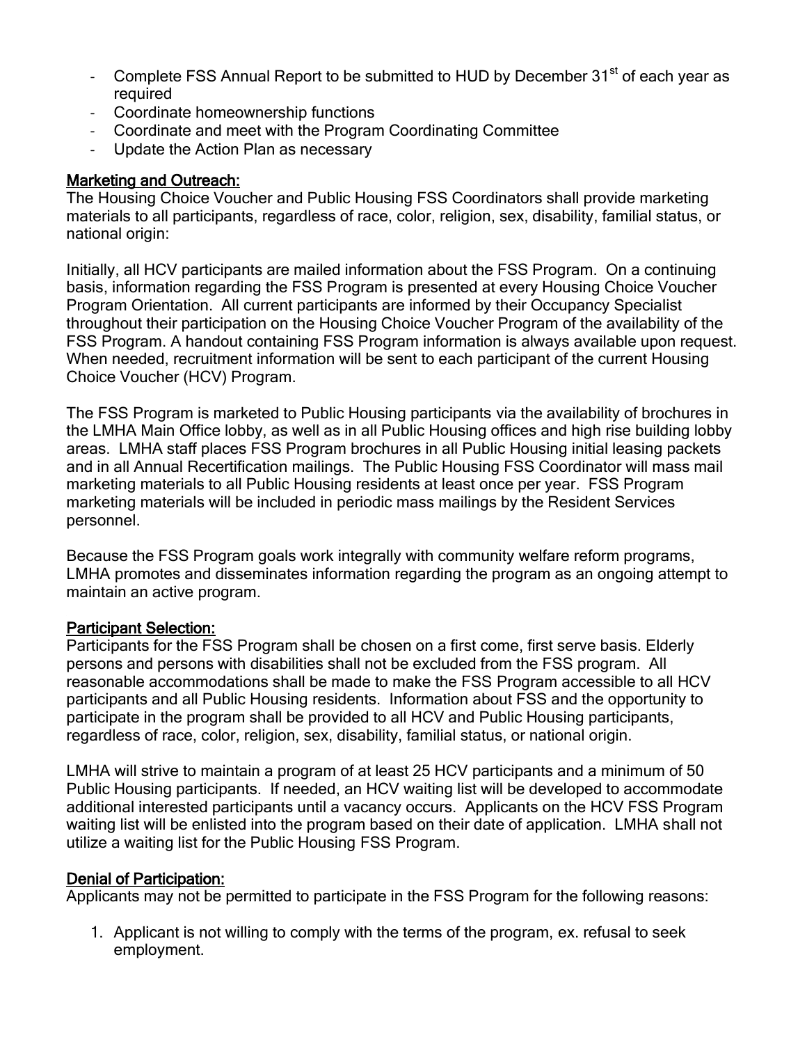- Complete FSS Annual Report to be submitted to HUD by December 31st of each year as required
- Coordinate homeownership functions
- Coordinate and meet with the Program Coordinating Committee
- Update the Action Plan as necessary

## Marketing and Outreach:

The Housing Choice Voucher and Public Housing FSS Coordinators shall provide marketing materials to all participants, regardless of race, color, religion, sex, disability, familial status, or national origin:

Initially, all HCV participants are mailed information about the FSS Program. On a continuing basis, information regarding the FSS Program is presented at every Housing Choice Voucher Program Orientation. All current participants are informed by their Occupancy Specialist throughout their participation on the Housing Choice Voucher Program of the availability of the FSS Program. A handout containing FSS Program information is always available upon request. When needed, recruitment information will be sent to each participant of the current Housing Choice Voucher (HCV) Program.

The FSS Program is marketed to Public Housing participants via the availability of brochures in the LMHA Main Office lobby, as well as in all Public Housing offices and high rise building lobby areas. LMHA staff places FSS Program brochures in all Public Housing initial leasing packets and in all Annual Recertification mailings. The Public Housing FSS Coordinator will mass mail marketing materials to all Public Housing residents at least once per year. FSS Program marketing materials will be included in periodic mass mailings by the Resident Services personnel.

Because the FSS Program goals work integrally with community welfare reform programs, LMHA promotes and disseminates information regarding the program as an ongoing attempt to maintain an active program.

## Participant Selection:

Participants for the FSS Program shall be chosen on a first come, first serve basis. Elderly persons and persons with disabilities shall not be excluded from the FSS program. All reasonable accommodations shall be made to make the FSS Program accessible to all HCV participants and all Public Housing residents. Information about FSS and the opportunity to participate in the program shall be provided to all HCV and Public Housing participants, regardless of race, color, religion, sex, disability, familial status, or national origin.

LMHA will strive to maintain a program of at least 25 HCV participants and a minimum of 50 Public Housing participants. If needed, an HCV waiting list will be developed to accommodate additional interested participants until a vacancy occurs. Applicants on the HCV FSS Program waiting list will be enlisted into the program based on their date of application. LMHA shall not utilize a waiting list for the Public Housing FSS Program.

## Denial of Participation:

Applicants may not be permitted to participate in the FSS Program for the following reasons:

1. Applicant is not willing to comply with the terms of the program, ex. refusal to seek employment.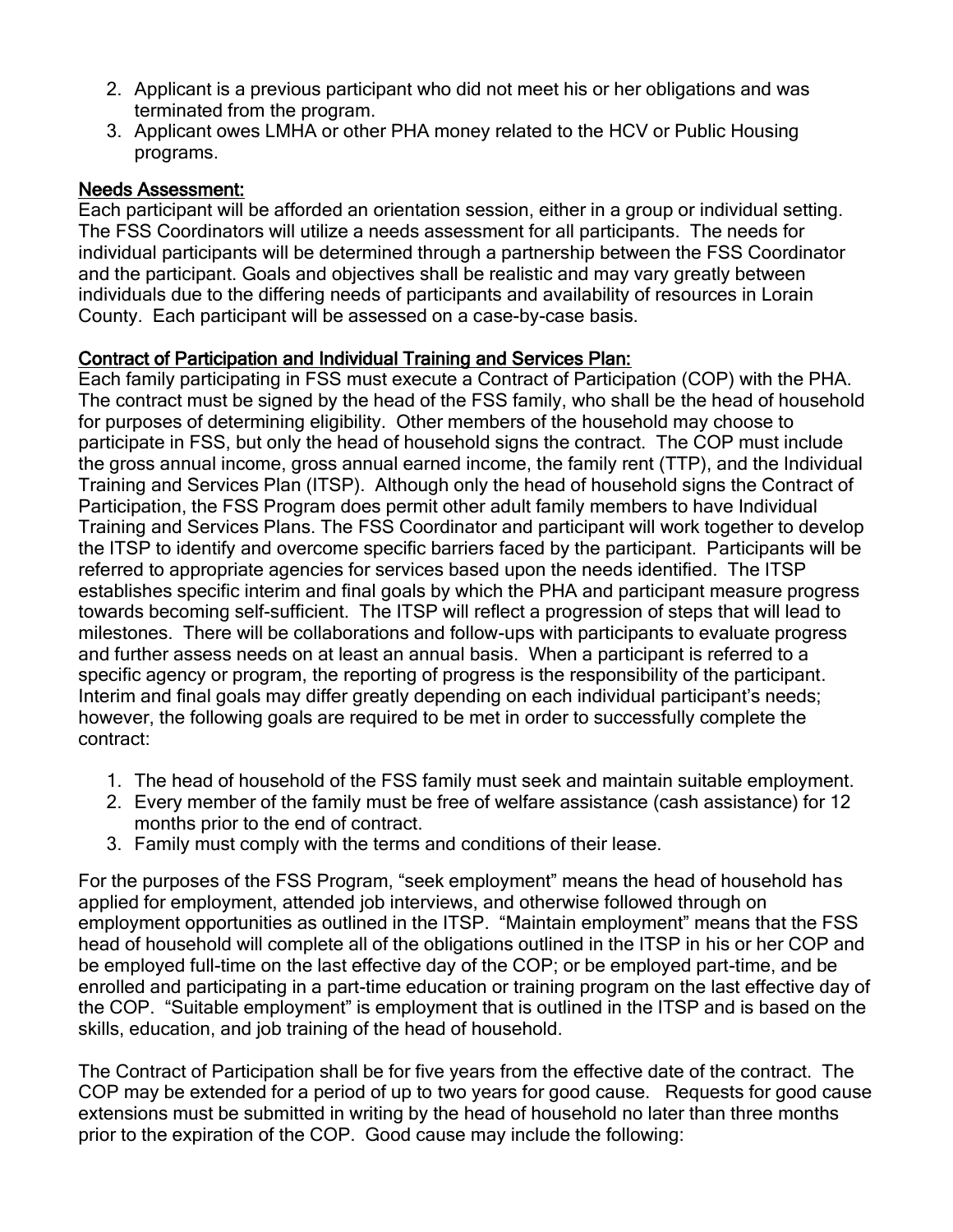2. Applicant is a previous participant who did not meet his or her obligations and was terminated from the program.
3. Applicant owes LMHA or other PHA money related to the HCV or Public Housing programs.

## Needs Assessment:

Each participant will be afforded an orientation session, either in a group or individual setting. The FSS Coordinators will utilize a needs assessment for all participants. The needs for individual participants will be determined through a partnership between the FSS Coordinator and the participant. Goals and objectives shall be realistic and may vary greatly between individuals due to the differing needs of participants and availability of resources in Lorain County. Each participant will be assessed on a case-by-case basis.

## Contract of Participation and Individual Training and Services Plan:

Each family participating in FSS must execute a Contract of Participation (COP) with the PHA. The contract must be signed by the head of the FSS family, who shall be the head of household for purposes of determining eligibility. Other members of the household may choose to participate in FSS, but only the head of household signs the contract. The COP must include the gross annual income, gross annual earned income, the family rent (TTP), and the Individual Training and Services Plan (ITSP). Although only the head of household signs the Contract of Participation, the FSS Program does permit other adult family members to have Individual Training and Services Plans. The FSS Coordinator and participant will work together to develop the ITSP to identify and overcome specific barriers faced by the participant. Participants will be referred to appropriate agencies for services based upon the needs identified. The ITSP establishes specific interim and final goals by which the PHA and participant measure progress towards becoming self-sufficient. The ITSP will reflect a progression of steps that will lead to milestones. There will be collaborations and follow-ups with participants to evaluate progress and further assess needs on at least an annual basis. When a participant is referred to a specific agency or program, the reporting of progress is the responsibility of the participant. Interim and final goals may differ greatly depending on each individual participant's needs; however, the following goals are required to be met in order to successfully complete the contract:

1. The head of household of the FSS family must seek and maintain suitable employment.
2. Every member of the family must be free of welfare assistance (cash assistance) for 12 months prior to the end of contract.
3. Family must comply with the terms and conditions of their lease.

For the purposes of the FSS Program, "seek employment" means the head of household has applied for employment, attended job interviews, and otherwise followed through on employment opportunities as outlined in the ITSP. "Maintain employment" means that the FSS head of household will complete all of the obligations outlined in the ITSP in his or her COP and be employed full-time on the last effective day of the COP; or be employed part-time, and be enrolled and participating in a part-time education or training program on the last effective day of the COP. "Suitable employment" is employment that is outlined in the ITSP and is based on the skills, education, and job training of the head of household.

The Contract of Participation shall be for five years from the effective date of the contract. The COP may be extended for a period of up to two years for good cause. Requests for good cause extensions must be submitted in writing by the head of household no later than three months prior to the expiration of the COP. Good cause may include the following: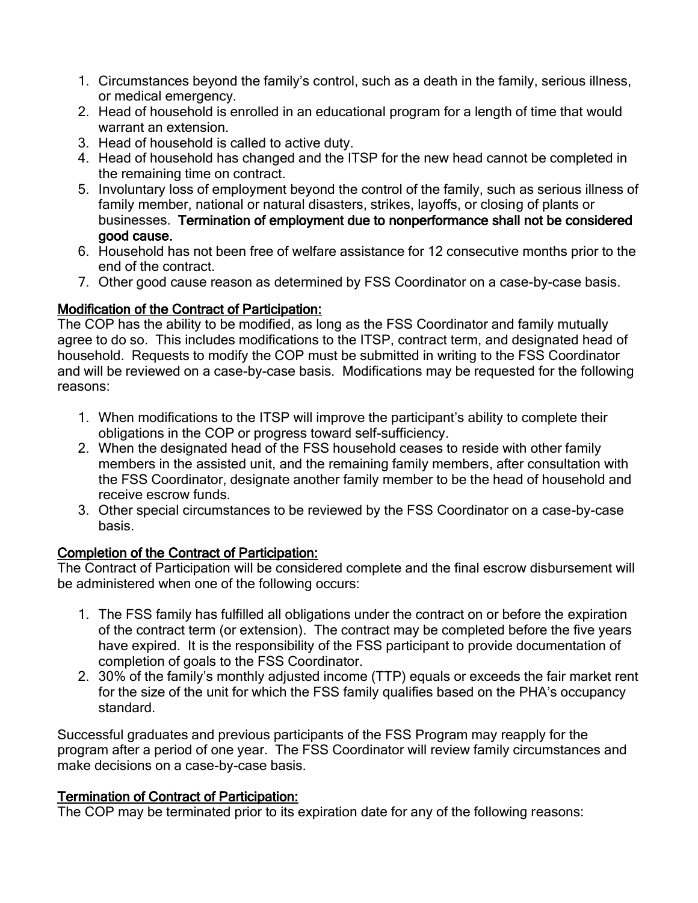1. Circumstances beyond the family's control, such as a death in the family, serious illness, or medical emergency.
2. Head of household is enrolled in an educational program for a length of time that would warrant an extension.
3. Head of household is called to active duty.
4. Head of household has changed and the ITSP for the new head cannot be completed in the remaining time on contract.
5. Involuntary loss of employment beyond the control of the family, such as serious illness of family member, national or natural disasters, strikes, layoffs, or closing of plants or businesses. **Termination of employment due to nonperformance shall not be considered good cause.**
6. Household has not been free of welfare assistance for 12 consecutive months prior to the end of the contract.
7. Other good cause reason as determined by FSS Coordinator on a case-by-case basis.

**Modification of the Contract of Participation:**

The COP has the ability to be modified, as long as the FSS Coordinator and family mutually agree to do so. This includes modifications to the ITSP, contract term, and designated head of household. Requests to modify the COP must be submitted in writing to the FSS Coordinator and will be reviewed on a case-by-case basis. Modifications may be requested for the following reasons:

1. When modifications to the ITSP will improve the participant's ability to complete their obligations in the COP or progress toward self-sufficiency.
2. When the designated head of the FSS household ceases to reside with other family members in the assisted unit, and the remaining family members, after consultation with the FSS Coordinator, designate another family member to be the head of household and receive escrow funds.
3. Other special circumstances to be reviewed by the FSS Coordinator on a case-by-case basis.

**Completion of the Contract of Participation:**

The Contract of Participation will be considered complete and the final escrow disbursement will be administered when one of the following occurs:

1. The FSS family has fulfilled all obligations under the contract on or before the expiration of the contract term (or extension). The contract may be completed before the five years have expired. It is the responsibility of the FSS participant to provide documentation of completion of goals to the FSS Coordinator.
2. 30% of the family's monthly adjusted income (TTP) equals or exceeds the fair market rent for the size of the unit for which the FSS family qualifies based on the PHA's occupancy standard.

Successful graduates and previous participants of the FSS Program may reapply for the program after a period of one year. The FSS Coordinator will review family circumstances and make decisions on a case-by-case basis.

**Termination of Contract of Participation:**

The COP may be terminated prior to its expiration date for any of the following reasons: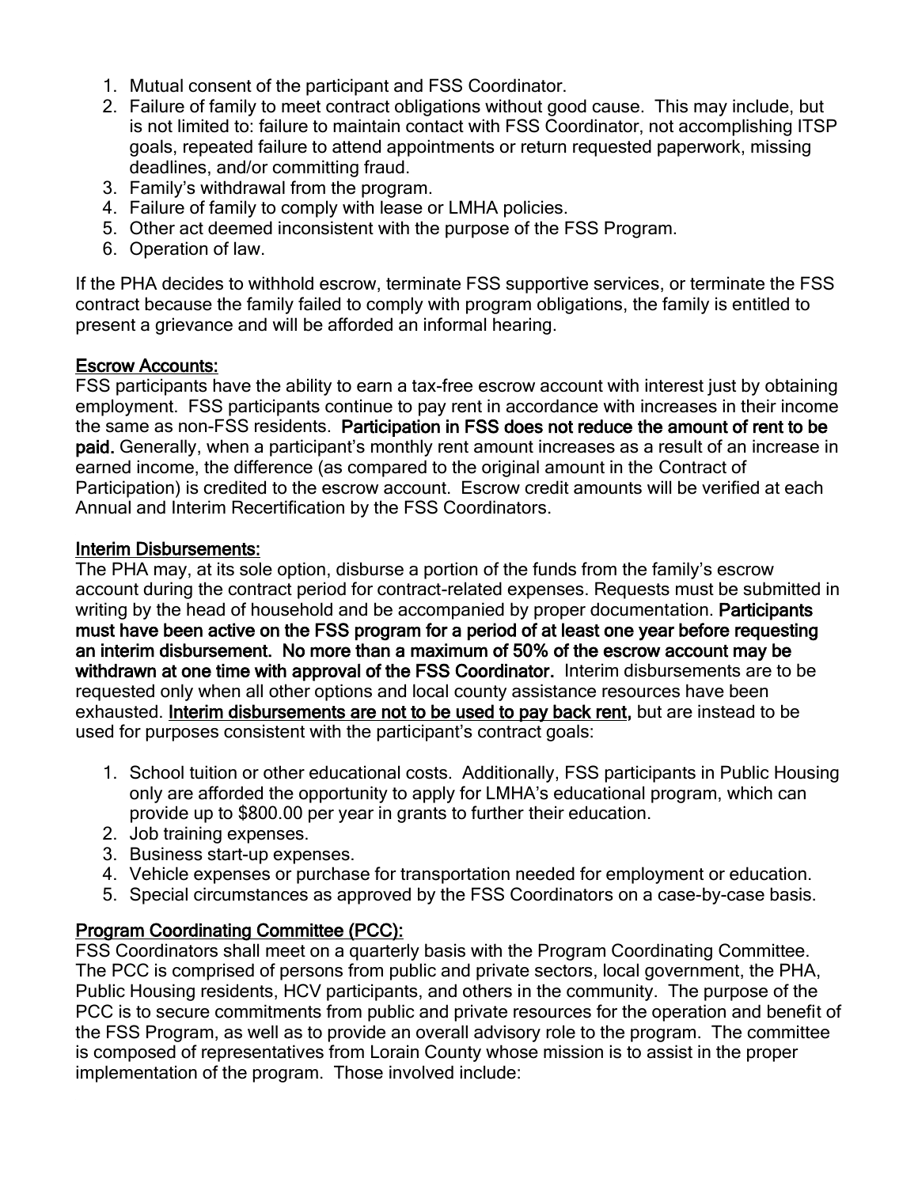1. Mutual consent of the participant and FSS Coordinator.
2. Failure of family to meet contract obligations without good cause. This may include, but is not limited to: failure to maintain contact with FSS Coordinator, not accomplishing ITSP goals, repeated failure to attend appointments or return requested paperwork, missing deadlines, and/or committing fraud.
3. Family's withdrawal from the program.
4. Failure of family to comply with lease or LMHA policies.
5. Other act deemed inconsistent with the purpose of the FSS Program.
6. Operation of law.

If the PHA decides to withhold escrow, terminate FSS supportive services, or terminate the FSS contract because the family failed to comply with program obligations, the family is entitled to present a grievance and will be afforded an informal hearing.

## Escrow Accounts:

FSS participants have the ability to earn a tax-free escrow account with interest just by obtaining employment. FSS participants continue to pay rent in accordance with increases in their income the same as non-FSS residents. **Participation in FSS does not reduce the amount of rent to be paid.** Generally, when a participant's monthly rent amount increases as a result of an increase in earned income, the difference (as compared to the original amount in the Contract of Participation) is credited to the escrow account. Escrow credit amounts will be verified at each Annual and Interim Recertification by the FSS Coordinators.

## Interim Disbursements:

The PHA may, at its sole option, disburse a portion of the funds from the family's escrow account during the contract period for contract-related expenses. Requests must be submitted in writing by the head of household and be accompanied by proper documentation. **Participants must have been active on the FSS program for a period of at least one year before requesting an interim disbursement. No more than a maximum of 50% of the escrow account may be withdrawn at one time with approval of the FSS Coordinator.** Interim disbursements are to be requested only when all other options and local county assistance resources have been exhausted. **Interim disbursements are not to be used to pay back rent,** but are instead to be used for purposes consistent with the participant's contract goals:

1. School tuition or other educational costs. Additionally, FSS participants in Public Housing only are afforded the opportunity to apply for LMHA's educational program, which can provide up to $800.00 per year in grants to further their education.
2. Job training expenses.
3. Business start-up expenses.
4. Vehicle expenses or purchase for transportation needed for employment or education.
5. Special circumstances as approved by the FSS Coordinators on a case-by-case basis.

## Program Coordinating Committee (PCC):

FSS Coordinators shall meet on a quarterly basis with the Program Coordinating Committee. The PCC is comprised of persons from public and private sectors, local government, the PHA, Public Housing residents, HCV participants, and others in the community. The purpose of the PCC is to secure commitments from public and private resources for the operation and benefit of the FSS Program, as well as to provide an overall advisory role to the program. The committee is composed of representatives from Lorain County whose mission is to assist in the proper implementation of the program. Those involved include: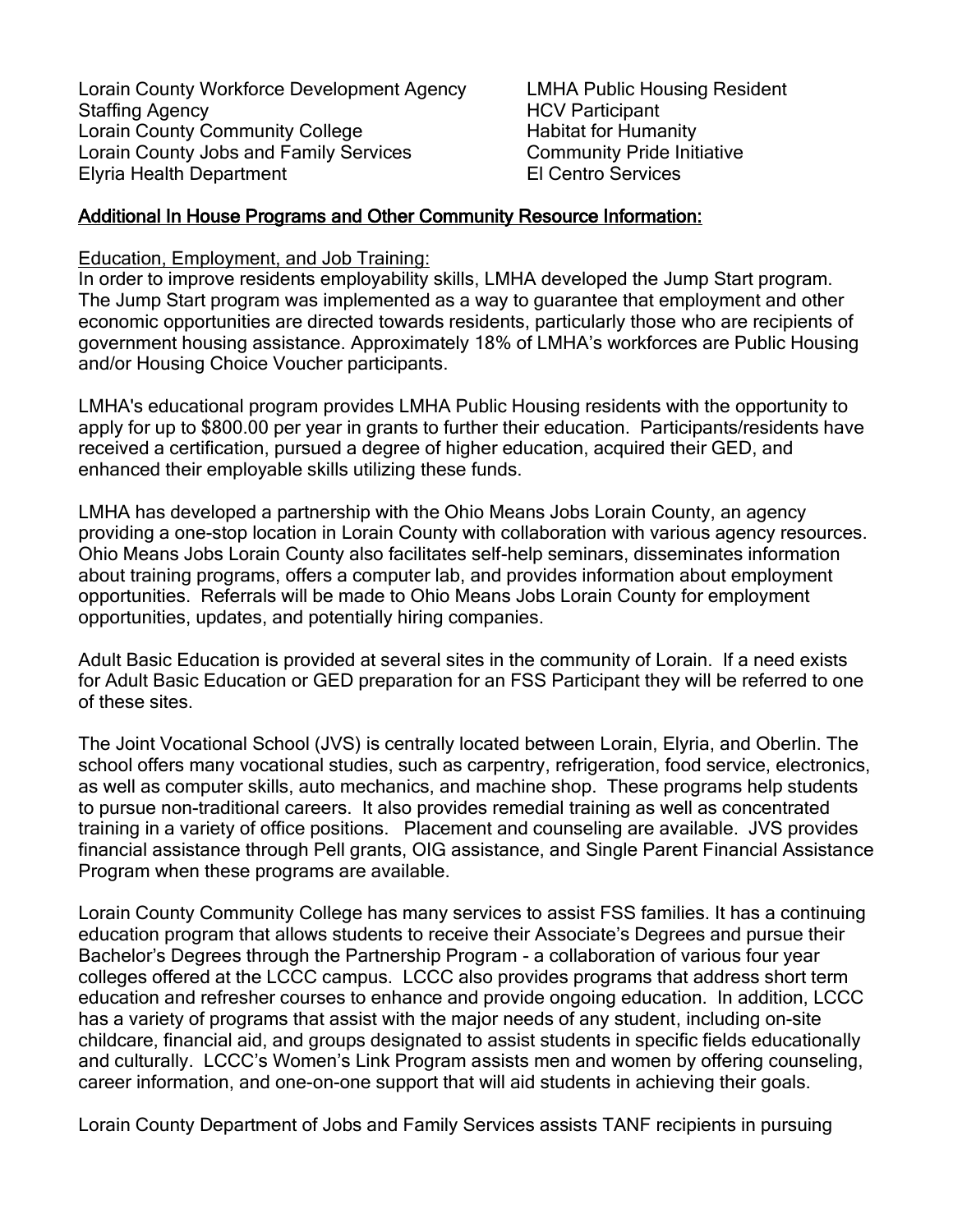Lorain County Workforce Development Agency
Staffing Agency
Lorain County Community College
Lorain County Jobs and Family Services
Elyria Health Department
LMHA Public Housing Resident
HCV Participant
Habitat for Humanity
Community Pride Initiative
El Centro Services

## Additional In House Programs and Other Community Resource Information:

### Education, Employment, and Job Training:

In order to improve residents employability skills, LMHA developed the Jump Start program. The Jump Start program was implemented as a way to guarantee that employment and other economic opportunities are directed towards residents, particularly those who are recipients of government housing assistance. Approximately 18% of LMHA's workforces are Public Housing and/or Housing Choice Voucher participants.

LMHA's educational program provides LMHA Public Housing residents with the opportunity to apply for up to $800.00 per year in grants to further their education. Participants/residents have received a certification, pursued a degree of higher education, acquired their GED, and enhanced their employable skills utilizing these funds.

LMHA has developed a partnership with the Ohio Means Jobs Lorain County, an agency providing a one-stop location in Lorain County with collaboration with various agency resources. Ohio Means Jobs Lorain County also facilitates self-help seminars, disseminates information about training programs, offers a computer lab, and provides information about employment opportunities. Referrals will be made to Ohio Means Jobs Lorain County for employment opportunities, updates, and potentially hiring companies.

Adult Basic Education is provided at several sites in the community of Lorain. If a need exists for Adult Basic Education or GED preparation for an FSS Participant they will be referred to one of these sites.

The Joint Vocational School (JVS) is centrally located between Lorain, Elyria, and Oberlin. The school offers many vocational studies, such as carpentry, refrigeration, food service, electronics, as well as computer skills, auto mechanics, and machine shop. These programs help students to pursue non-traditional careers. It also provides remedial training as well as concentrated training in a variety of office positions. Placement and counseling are available. JVS provides financial assistance through Pell grants, OIG assistance, and Single Parent Financial Assistance Program when these programs are available.

Lorain County Community College has many services to assist FSS families. It has a continuing education program that allows students to receive their Associate's Degrees and pursue their Bachelor's Degrees through the Partnership Program - a collaboration of various four year colleges offered at the LCCC campus. LCCC also provides programs that address short term education and refresher courses to enhance and provide ongoing education. In addition, LCCC has a variety of programs that assist with the major needs of any student, including on-site childcare, financial aid, and groups designated to assist students in specific fields educationally and culturally. LCCC's Women's Link Program assists men and women by offering counseling, career information, and one-on-one support that will aid students in achieving their goals.

Lorain County Department of Jobs and Family Services assists TANF recipients in pursuing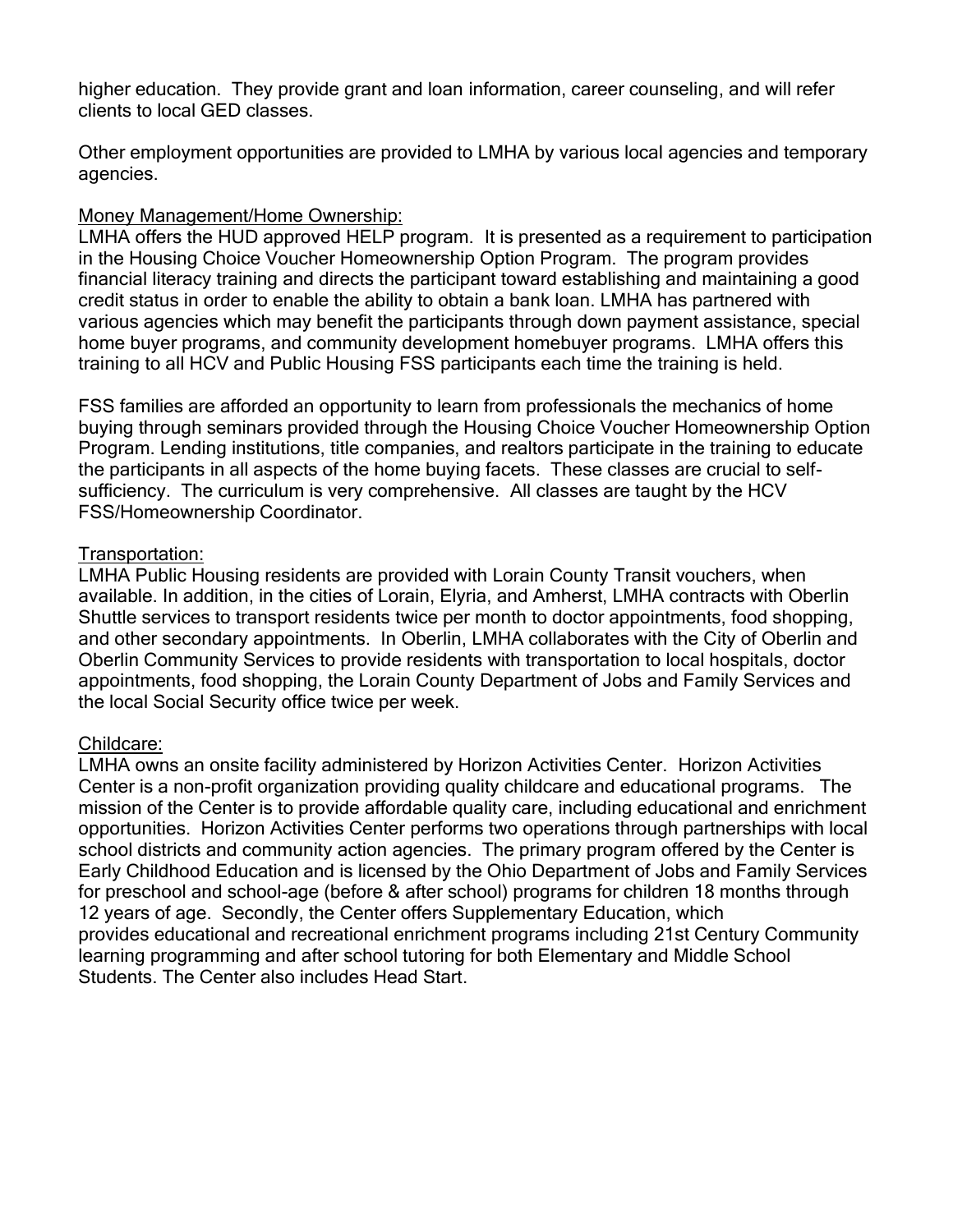higher education. They provide grant and loan information, career counseling, and will refer clients to local GED classes.

Other employment opportunities are provided to LMHA by various local agencies and temporary agencies.

Money Management/Home Ownership:

LMHA offers the HUD approved HELP program. It is presented as a requirement to participation in the Housing Choice Voucher Homeownership Option Program. The program provides financial literacy training and directs the participant toward establishing and maintaining a good credit status in order to enable the ability to obtain a bank loan. LMHA has partnered with various agencies which may benefit the participants through down payment assistance, special home buyer programs, and community development homebuyer programs. LMHA offers this training to all HCV and Public Housing FSS participants each time the training is held.

FSS families are afforded an opportunity to learn from professionals the mechanics of home buying through seminars provided through the Housing Choice Voucher Homeownership Option Program. Lending institutions, title companies, and realtors participate in the training to educate the participants in all aspects of the home buying facets. These classes are crucial to self-sufficiency. The curriculum is very comprehensive. All classes are taught by the HCV FSS/Homeownership Coordinator.

Transportation:

LMHA Public Housing residents are provided with Lorain County Transit vouchers, when available. In addition, in the cities of Lorain, Elyria, and Amherst, LMHA contracts with Oberlin Shuttle services to transport residents twice per month to doctor appointments, food shopping, and other secondary appointments. In Oberlin, LMHA collaborates with the City of Oberlin and Oberlin Community Services to provide residents with transportation to local hospitals, doctor appointments, food shopping, the Lorain County Department of Jobs and Family Services and the local Social Security office twice per week.

Childcare:

LMHA owns an onsite facility administered by Horizon Activities Center. Horizon Activities Center is a non-profit organization providing quality childcare and educational programs. The mission of the Center is to provide affordable quality care, including educational and enrichment opportunities. Horizon Activities Center performs two operations through partnerships with local school districts and community action agencies. The primary program offered by the Center is Early Childhood Education and is licensed by the Ohio Department of Jobs and Family Services for preschool and school-age (before & after school) programs for children 18 months through 12 years of age. Secondly, the Center offers Supplementary Education, which provides educational and recreational enrichment programs including 21st Century Community learning programming and after school tutoring for both Elementary and Middle School Students. The Center also includes Head Start.